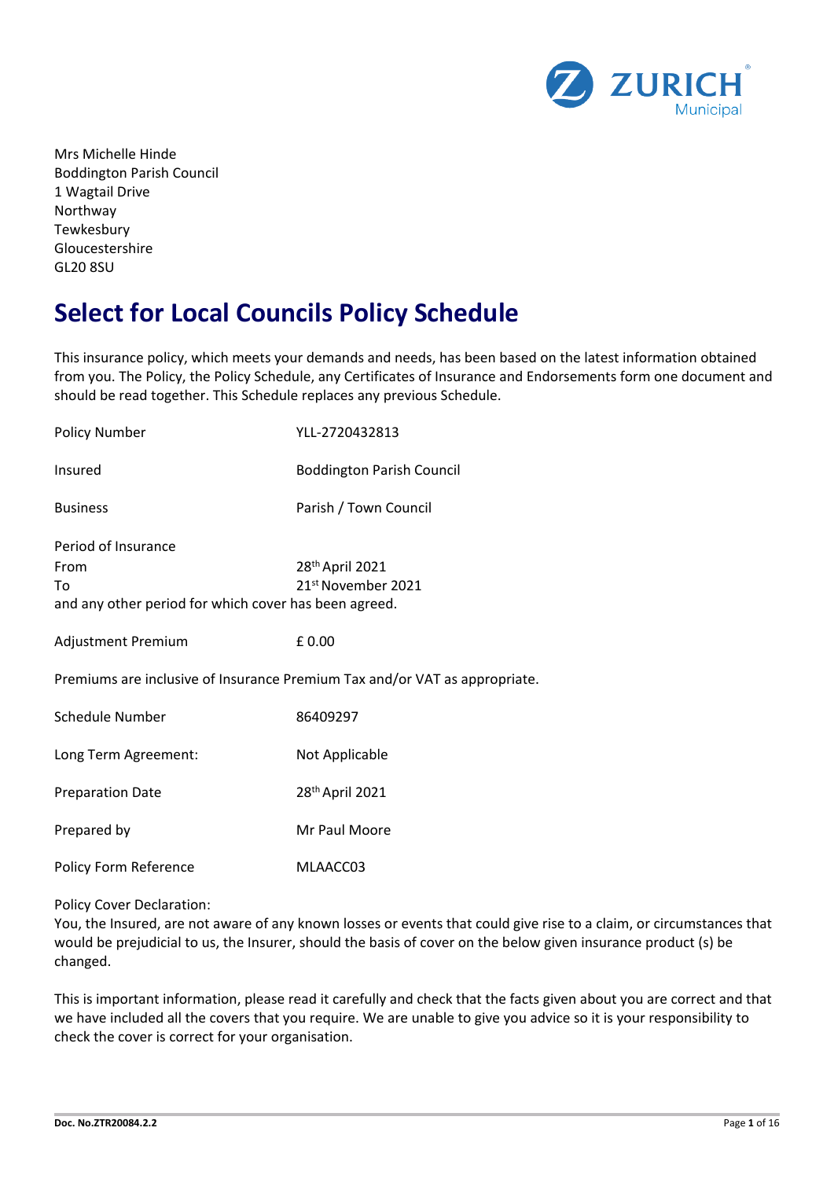Mrs Michelle Hinde
Boddington Parish Council
1 Wagtail Drive
Northway
Tewkesbury
Gloucestershire
GL20 8SU

# Select for Local Councils Policy Schedule

This insurance policy, which meets your demands and needs, has been based on the latest information obtained from you. The Policy, the Policy Schedule, any Certificates of Insurance and Endorsements form one document and should be read together. This Schedule replaces any previous Schedule.

| | |
|---|---|
| Policy Number | YLL-2720432813 |
| Insured | Boddington Parish Council |
| Business | Parish / Town Council |
| Period of Insurance | |
| From | 28th April 2021 |
| To | 21st November 2021 |

and any other period for which cover has been agreed.

| | |
|---|---|
| Adjustment Premium | £ 0.00 |

Premiums are inclusive of Insurance Premium Tax and/or VAT as appropriate.

| | |
|---|---|
| Schedule Number | 86409297 |
| Long Term Agreement: | Not Applicable |
| Preparation Date | 28th April 2021 |
| Prepared by | Mr Paul Moore |
| Policy Form Reference | MLAACC03 |

Policy Cover Declaration:
You, the Insured, are not aware of any known losses or events that could give rise to a claim, or circumstances that would be prejudicial to us, the Insurer, should the basis of cover on the below given insurance product (s) be changed.

This is important information, please read it carefully and check that the facts given about you are correct and that we have included all the covers that you require. We are unable to give you advice so it is your responsibility to check the cover is correct for your organisation.

Doc. No.ZTR20084.2.2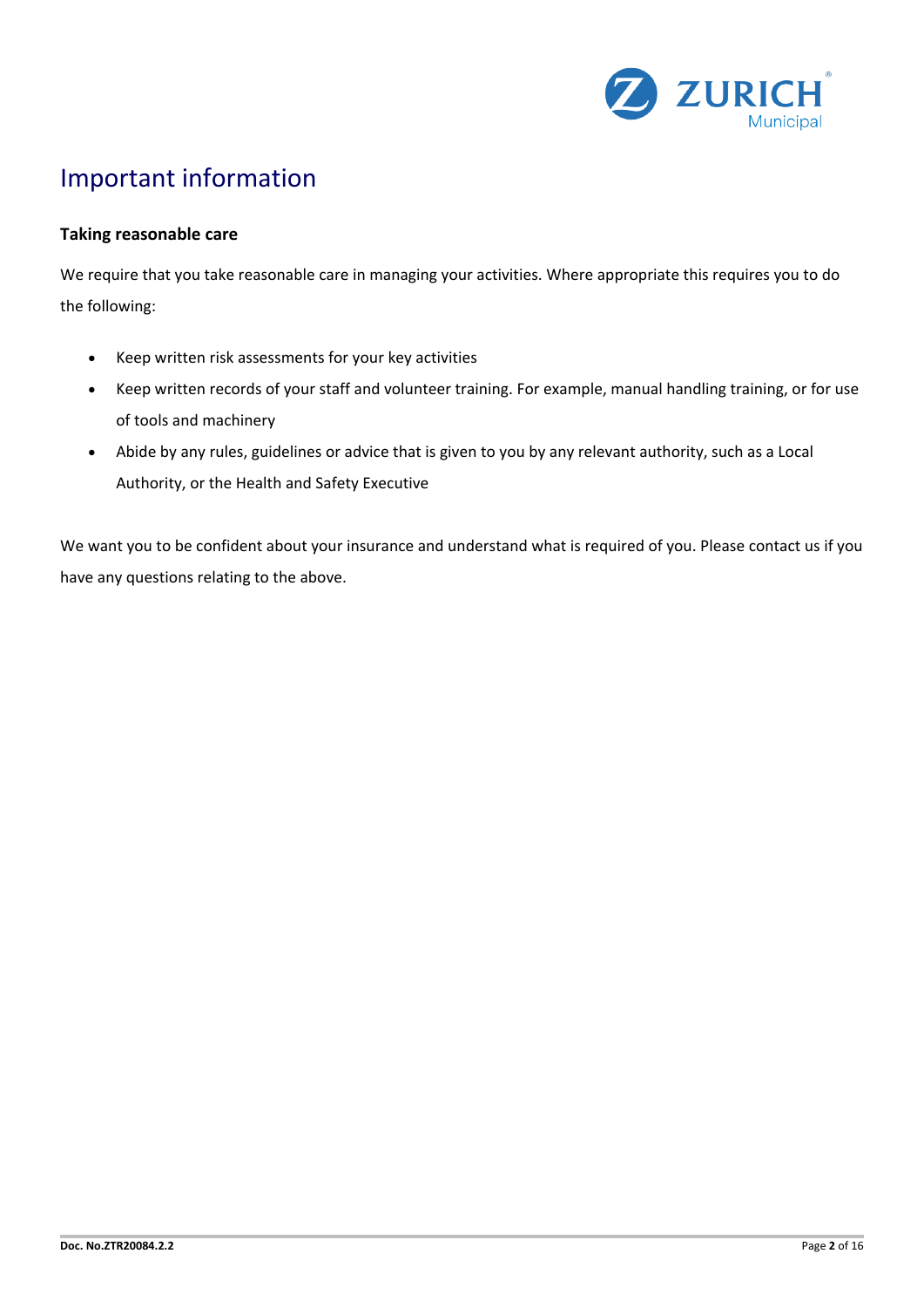# Important information

### Taking reasonable care

We require that you take reasonable care in managing your activities. Where appropriate this requires you to do the following:

- Keep written risk assessments for your key activities
- Keep written records of your staff and volunteer training. For example, manual handling training, or for use of tools and machinery
- Abide by any rules, guidelines or advice that is given to you by any relevant authority, such as a Local Authority, or the Health and Safety Executive

We want you to be confident about your insurance and understand what is required of you. Please contact us if you have any questions relating to the above.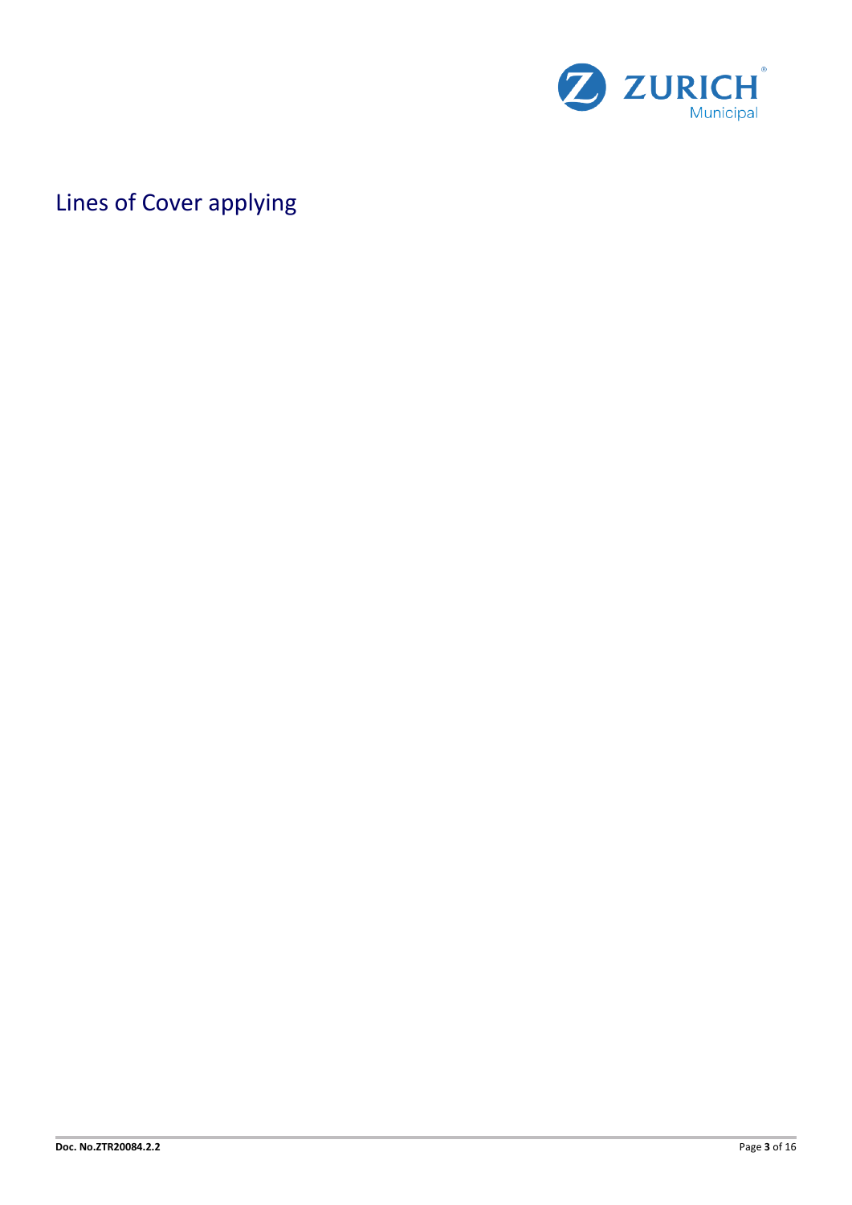# Lines of Cover applying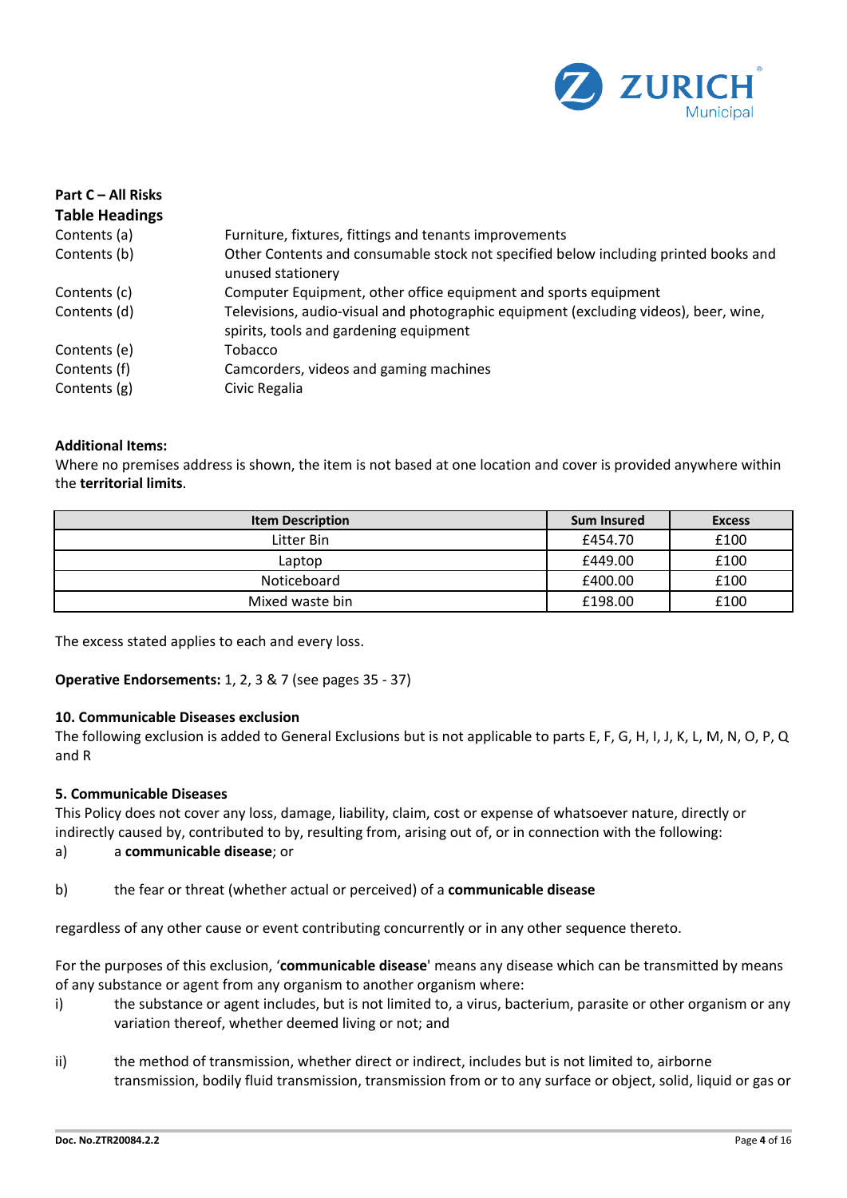**Part C – All Risks**

**Table Headings**

| | |
|---|---|
| Contents (a) | Furniture, fixtures, fittings and tenants improvements |
| Contents (b) | Other Contents and consumable stock not specified below including printed books and unused stationery |
| Contents (c) | Computer Equipment, other office equipment and sports equipment |
| Contents (d) | Televisions, audio-visual and photographic equipment (excluding videos), beer, wine, spirits, tools and gardening equipment |
| Contents (e) | Tobacco |
| Contents (f) | Camcorders, videos and gaming machines |
| Contents (g) | Civic Regalia |

**Additional Items:**

Where no premises address is shown, the item is not based at one location and cover is provided anywhere within the **territorial limits**.

| Item Description | Sum Insured | Excess |
|---|---|---|
| Litter Bin | £454.70 | £100 |
| Laptop | £449.00 | £100 |
| Noticeboard | £400.00 | £100 |
| Mixed waste bin | £198.00 | £100 |

The excess stated applies to each and every loss.

**Operative Endorsements:** 1, 2, 3 & 7 (see pages 35 - 37)

**10. Communicable Diseases exclusion**

The following exclusion is added to General Exclusions but is not applicable to parts E, F, G, H, I, J, K, L, M, N, O, P, Q and R

**5. Communicable Diseases**

This Policy does not cover any loss, damage, liability, claim, cost or expense of whatsoever nature, directly or indirectly caused by, contributed to by, resulting from, arising out of, or in connection with the following:

a) a **communicable disease**; or

b) the fear or threat (whether actual or perceived) of a **communicable disease**

regardless of any other cause or event contributing concurrently or in any other sequence thereto.

For the purposes of this exclusion, '**communicable disease**' means any disease which can be transmitted by means of any substance or agent from any organism to another organism where:

i) the substance or agent includes, but is not limited to, a virus, bacterium, parasite or other organism or any variation thereof, whether deemed living or not; and

ii) the method of transmission, whether direct or indirect, includes but is not limited to, airborne transmission, bodily fluid transmission, transmission from or to any surface or object, solid, liquid or gas or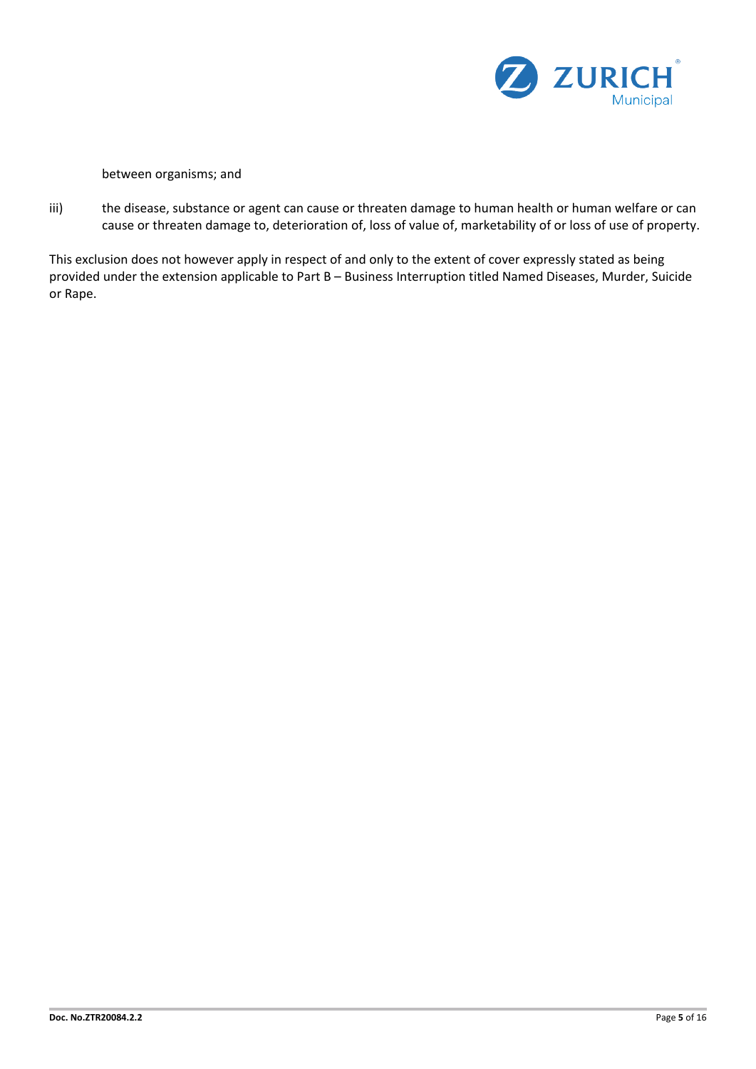between organisms; and

iii) the disease, substance or agent can cause or threaten damage to human health or human welfare or can cause or threaten damage to, deterioration of, loss of value of, marketability of or loss of use of property.

This exclusion does not however apply in respect of and only to the extent of cover expressly stated as being provided under the extension applicable to Part B – Business Interruption titled Named Diseases, Murder, Suicide or Rape.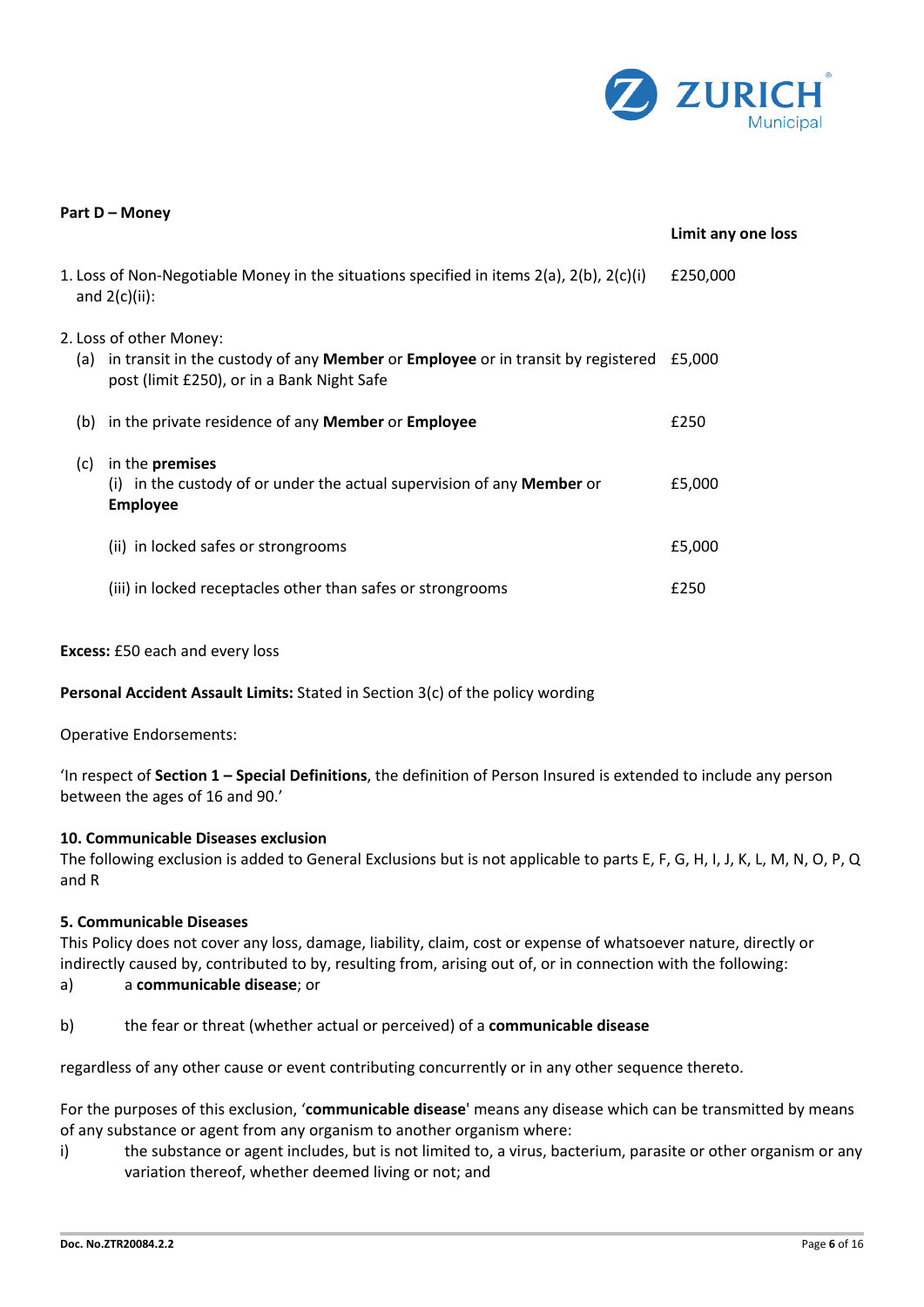**Part D – Money**

| | Limit any one loss |
|---|---|
| 1. Loss of Non-Negotiable Money in the situations specified in items 2(a), 2(b), 2(c)(i) and 2(c)(ii): | £250,000 |
| 2. Loss of other Money: | |
| (a) in transit in the custody of any **Member** or **Employee** or in transit by registered post (limit £250), or in a Bank Night Safe | £5,000 |
| (b) in the private residence of any **Member** or **Employee** | £250 |
| (c) in the **premises** | |
| (i) in the custody of or under the actual supervision of any **Member** or **Employee** | £5,000 |
| (ii) in locked safes or strongrooms | £5,000 |
| (iii) in locked receptacles other than safes or strongrooms | £250 |

**Excess:** £50 each and every loss

**Personal Accident Assault Limits:** Stated in Section 3(c) of the policy wording

Operative Endorsements:

'In respect of **Section 1 – Special Definitions**, the definition of Person Insured is extended to include any person between the ages of 16 and 90.'

**10. Communicable Diseases exclusion**

The following exclusion is added to General Exclusions but is not applicable to parts E, F, G, H, I, J, K, L, M, N, O, P, Q and R

**5. Communicable Diseases**

This Policy does not cover any loss, damage, liability, claim, cost or expense of whatsoever nature, directly or indirectly caused by, contributed to by, resulting from, arising out of, or in connection with the following:

a) a **communicable disease**; or

b) the fear or threat (whether actual or perceived) of a **communicable disease**

regardless of any other cause or event contributing concurrently or in any other sequence thereto.

For the purposes of this exclusion, '**communicable disease**' means any disease which can be transmitted by means of any substance or agent from any organism to another organism where:

i) the substance or agent includes, but is not limited to, a virus, bacterium, parasite or other organism or any variation thereof, whether deemed living or not; and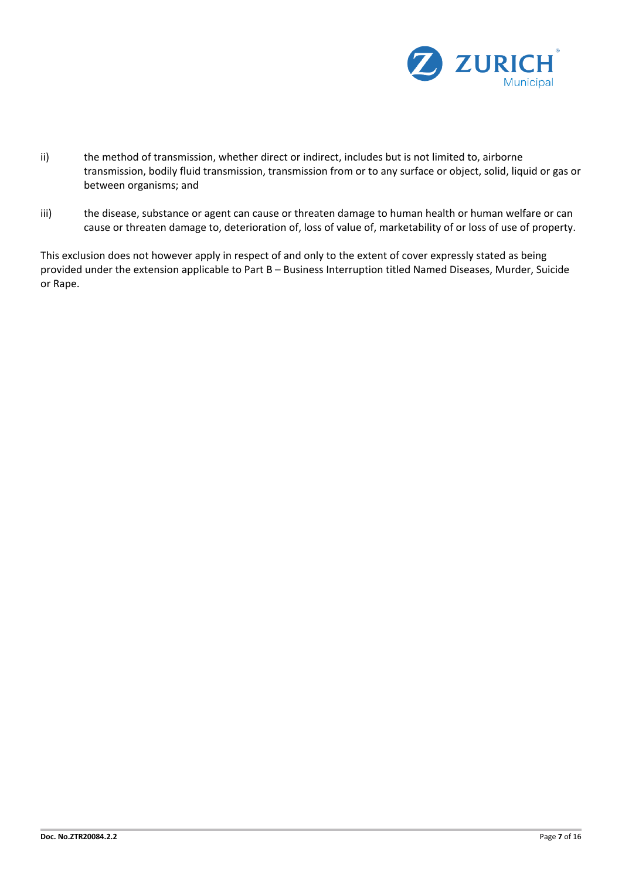ii) the method of transmission, whether direct or indirect, includes but is not limited to, airborne transmission, bodily fluid transmission, transmission from or to any surface or object, solid, liquid or gas or between organisms; and

iii) the disease, substance or agent can cause or threaten damage to human health or human welfare or can cause or threaten damage to, deterioration of, loss of value of, marketability of or loss of use of property.

This exclusion does not however apply in respect of and only to the extent of cover expressly stated as being provided under the extension applicable to Part B – Business Interruption titled Named Diseases, Murder, Suicide or Rape.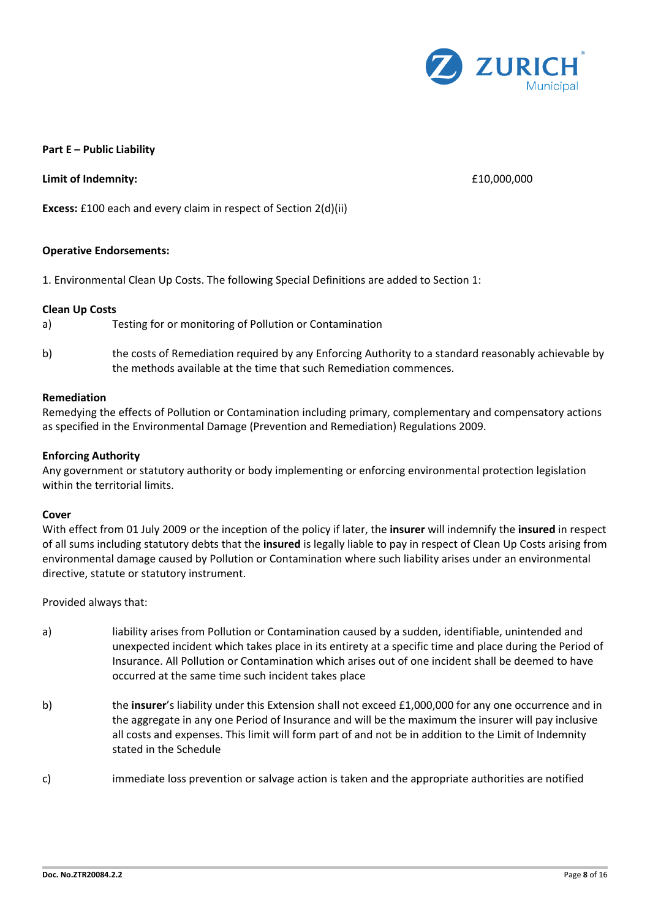**Part E – Public Liability**

**Limit of Indemnity:** £10,000,000

**Excess:** £100 each and every claim in respect of Section 2(d)(ii)

**Operative Endorsements:**

1. Environmental Clean Up Costs. The following Special Definitions are added to Section 1:

**Clean Up Costs**

a) Testing for or monitoring of Pollution or Contamination

b) the costs of Remediation required by any Enforcing Authority to a standard reasonably achievable by the methods available at the time that such Remediation commences.

**Remediation**

Remedying the effects of Pollution or Contamination including primary, complementary and compensatory actions as specified in the Environmental Damage (Prevention and Remediation) Regulations 2009.

**Enforcing Authority**

Any government or statutory authority or body implementing or enforcing environmental protection legislation within the territorial limits.

**Cover**

With effect from 01 July 2009 or the inception of the policy if later, the **insurer** will indemnify the **insured** in respect of all sums including statutory debts that the **insured** is legally liable to pay in respect of Clean Up Costs arising from environmental damage caused by Pollution or Contamination where such liability arises under an environmental directive, statute or statutory instrument.

Provided always that:

a) liability arises from Pollution or Contamination caused by a sudden, identifiable, unintended and unexpected incident which takes place in its entirety at a specific time and place during the Period of Insurance. All Pollution or Contamination which arises out of one incident shall be deemed to have occurred at the same time such incident takes place

b) the **insurer**'s liability under this Extension shall not exceed £1,000,000 for any one occurrence and in the aggregate in any one Period of Insurance and will be the maximum the insurer will pay inclusive all costs and expenses. This limit will form part of and not be in addition to the Limit of Indemnity stated in the Schedule

c) immediate loss prevention or salvage action is taken and the appropriate authorities are notified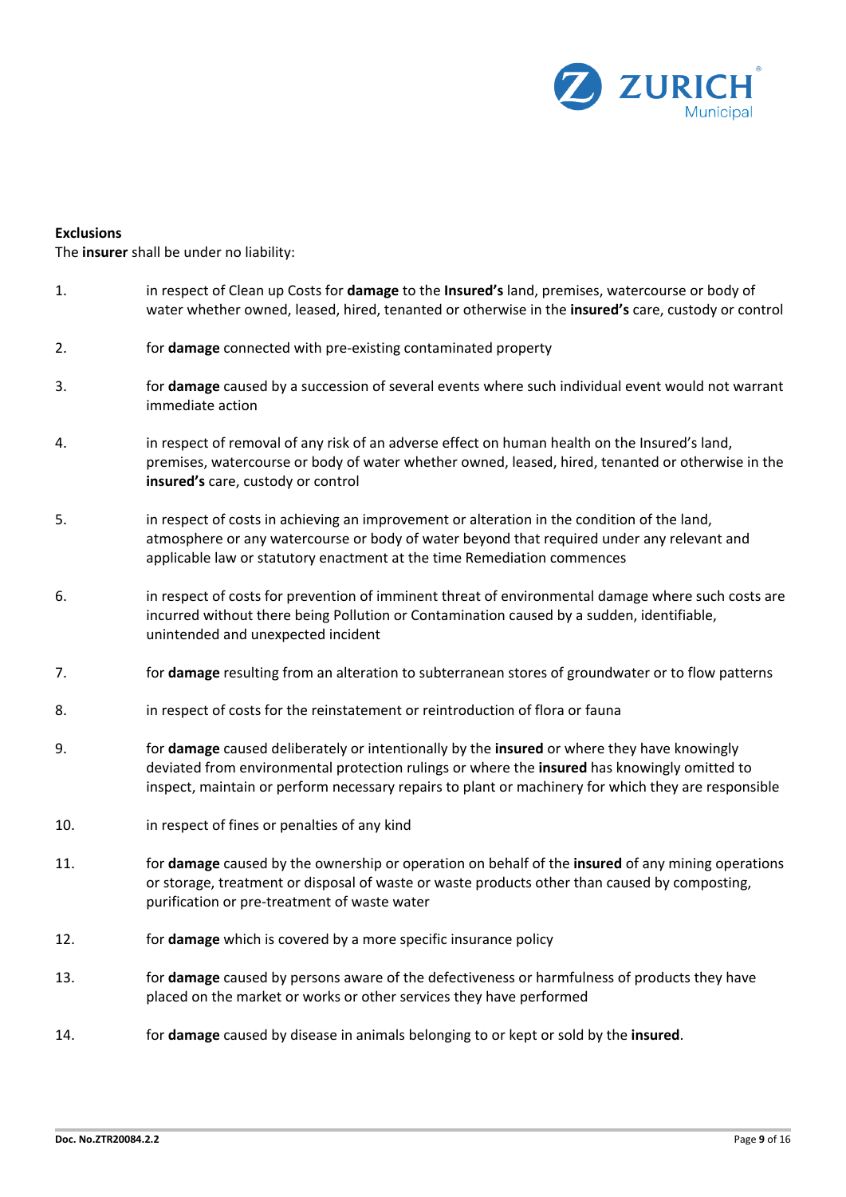**Exclusions**

The **insurer** shall be under no liability:

1. in respect of Clean up Costs for **damage** to the **Insured's** land, premises, watercourse or body of water whether owned, leased, hired, tenanted or otherwise in the **insured's** care, custody or control

2. for **damage** connected with pre-existing contaminated property

3. for **damage** caused by a succession of several events where such individual event would not warrant immediate action

4. in respect of removal of any risk of an adverse effect on human health on the Insured's land, premises, watercourse or body of water whether owned, leased, hired, tenanted or otherwise in the **insured's** care, custody or control

5. in respect of costs in achieving an improvement or alteration in the condition of the land, atmosphere or any watercourse or body of water beyond that required under any relevant and applicable law or statutory enactment at the time Remediation commences

6. in respect of costs for prevention of imminent threat of environmental damage where such costs are incurred without there being Pollution or Contamination caused by a sudden, identifiable, unintended and unexpected incident

7. for **damage** resulting from an alteration to subterranean stores of groundwater or to flow patterns

8. in respect of costs for the reinstatement or reintroduction of flora or fauna

9. for **damage** caused deliberately or intentionally by the **insured** or where they have knowingly deviated from environmental protection rulings or where the **insured** has knowingly omitted to inspect, maintain or perform necessary repairs to plant or machinery for which they are responsible

10. in respect of fines or penalties of any kind

11. for **damage** caused by the ownership or operation on behalf of the **insured** of any mining operations or storage, treatment or disposal of waste or waste products other than caused by composting, purification or pre-treatment of waste water

12. for **damage** which is covered by a more specific insurance policy

13. for **damage** caused by persons aware of the defectiveness or harmfulness of products they have placed on the market or works or other services they have performed

14. for **damage** caused by disease in animals belonging to or kept or sold by the **insured**.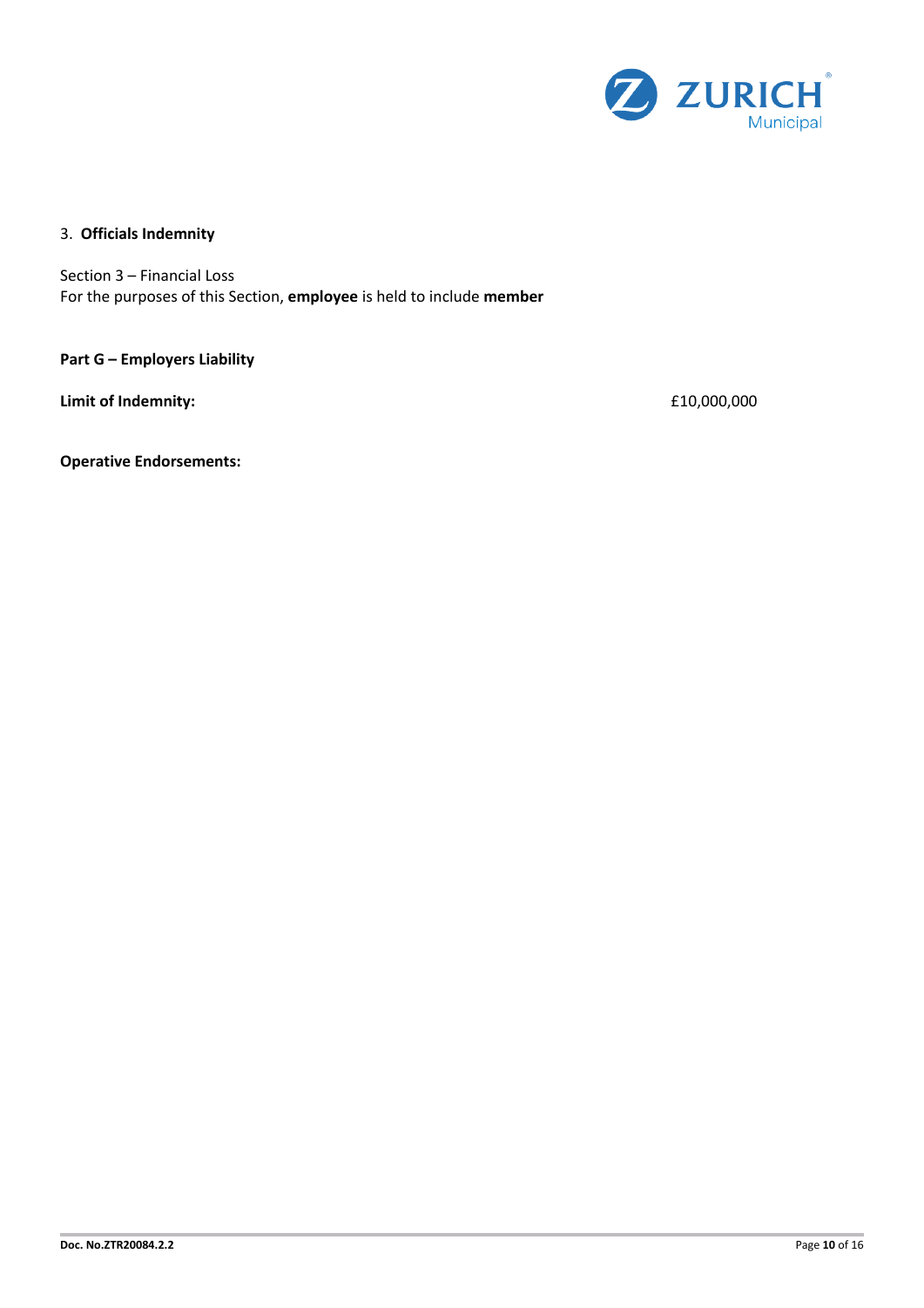3. **Officials Indemnity**

Section 3 – Financial Loss
For the purposes of this Section, **employee** is held to include **member**

**Part G – Employers Liability**

**Limit of Indemnity:** £10,000,000

**Operative Endorsements:**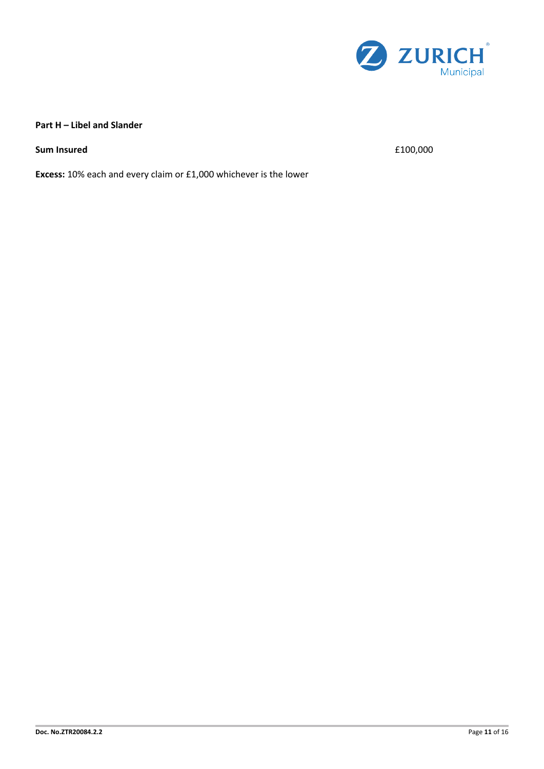**Part H – Libel and Slander**

**Sum Insured** £100,000

**Excess:** 10% each and every claim or £1,000 whichever is the lower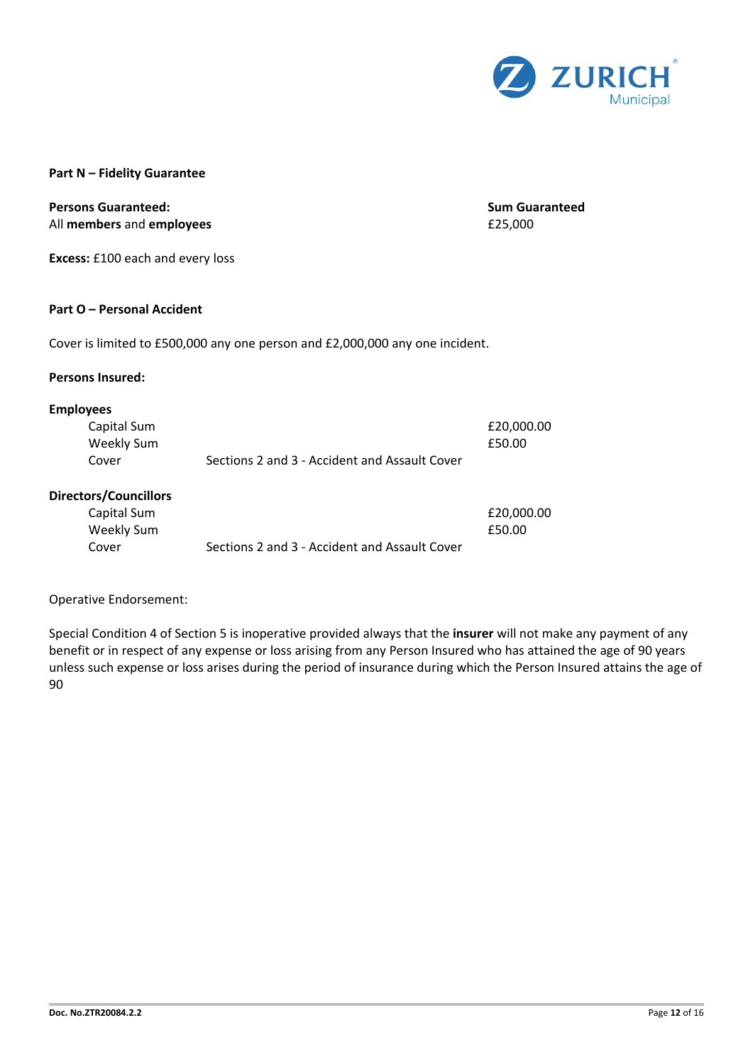**Part N – Fidelity Guarantee**

| **Persons Guaranteed:** | **Sum Guaranteed** |
|---|---|
| All **members** and **employees** | £25,000 |

**Excess:** £100 each and every loss

**Part O – Personal Accident**

Cover is limited to £500,000 any one person and £2,000,000 any one incident.

**Persons Insured:**

**Employees**

| | | |
|---|---|---|
| Capital Sum | | £20,000.00 |
| Weekly Sum | | £50.00 |
| Cover | Sections 2 and 3 - Accident and Assault Cover | |

**Directors/Councillors**

| | | |
|---|---|---|
| Capital Sum | | £20,000.00 |
| Weekly Sum | | £50.00 |
| Cover | Sections 2 and 3 - Accident and Assault Cover | |

Operative Endorsement:

Special Condition 4 of Section 5 is inoperative provided always that the **insurer** will not make any payment of any benefit or in respect of any expense or loss arising from any Person Insured who has attained the age of 90 years unless such expense or loss arises during the period of insurance during which the Person Insured attains the age of 90

Doc. No.ZTR20084.2.2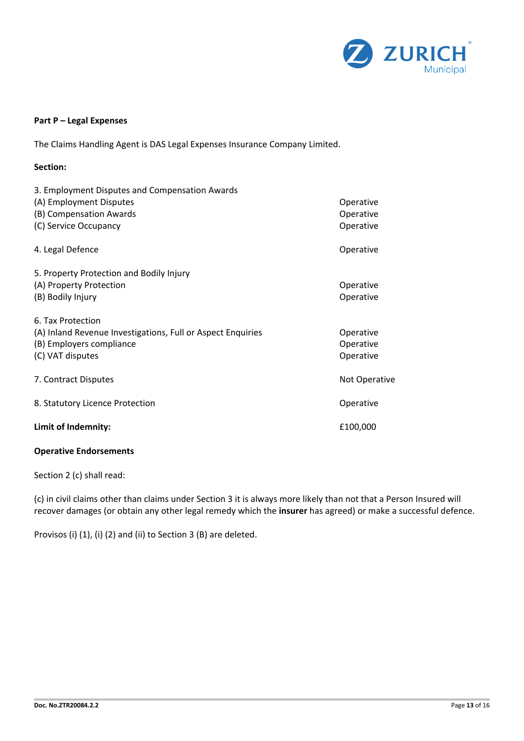**Part P – Legal Expenses**

The Claims Handling Agent is DAS Legal Expenses Insurance Company Limited.

**Section:**

| | |
|---|---|
| 3. Employment Disputes and Compensation Awards | |
| (A) Employment Disputes | Operative |
| (B) Compensation Awards | Operative |
| (C) Service Occupancy | Operative |
| 4. Legal Defence | Operative |
| 5. Property Protection and Bodily Injury | |
| (A) Property Protection | Operative |
| (B) Bodily Injury | Operative |
| 6. Tax Protection | |
| (A) Inland Revenue Investigations, Full or Aspect Enquiries | Operative |
| (B) Employers compliance | Operative |
| (C) VAT disputes | Operative |
| 7. Contract Disputes | Not Operative |
| 8. Statutory Licence Protection | Operative |
| **Limit of Indemnity:** | £100,000 |

**Operative Endorsements**

Section 2 (c) shall read:

(c) in civil claims other than claims under Section 3 it is always more likely than not that a Person Insured will recover damages (or obtain any other legal remedy which the **insurer** has agreed) or make a successful defence.

Provisos (i) (1), (i) (2) and (ii) to Section 3 (B) are deleted.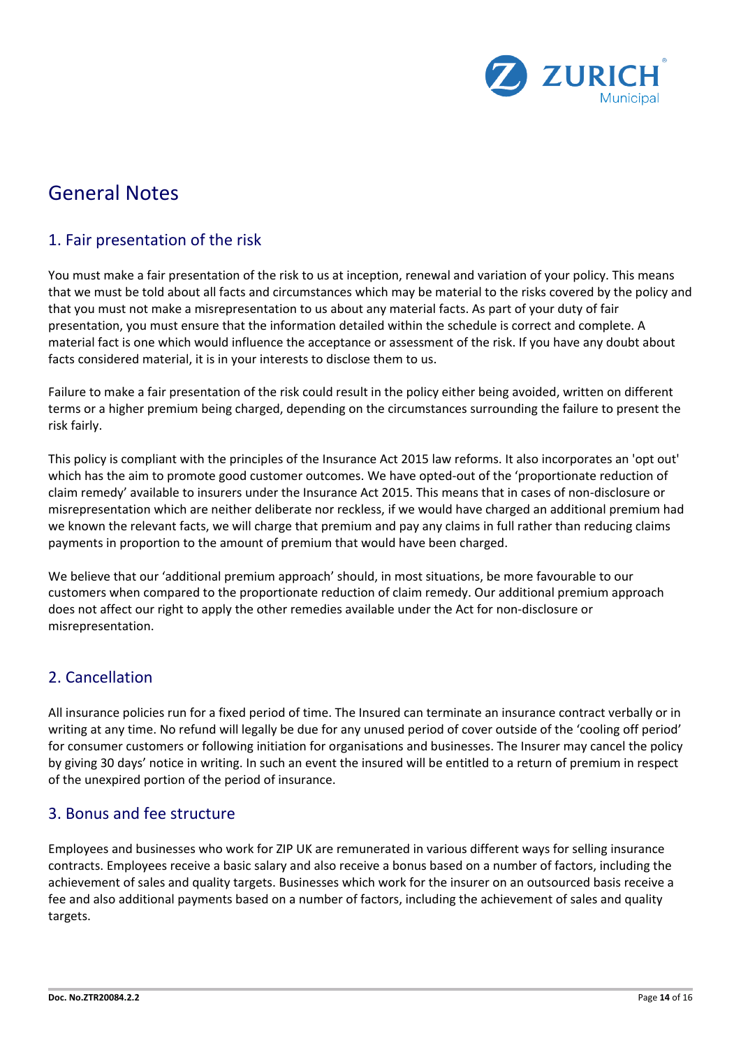# General Notes

## 1. Fair presentation of the risk

You must make a fair presentation of the risk to us at inception, renewal and variation of your policy. This means that we must be told about all facts and circumstances which may be material to the risks covered by the policy and that you must not make a misrepresentation to us about any material facts. As part of your duty of fair presentation, you must ensure that the information detailed within the schedule is correct and complete. A material fact is one which would influence the acceptance or assessment of the risk. If you have any doubt about facts considered material, it is in your interests to disclose them to us.

Failure to make a fair presentation of the risk could result in the policy either being avoided, written on different terms or a higher premium being charged, depending on the circumstances surrounding the failure to present the risk fairly.

This policy is compliant with the principles of the Insurance Act 2015 law reforms. It also incorporates an 'opt out' which has the aim to promote good customer outcomes. We have opted-out of the 'proportionate reduction of claim remedy' available to insurers under the Insurance Act 2015. This means that in cases of non-disclosure or misrepresentation which are neither deliberate nor reckless, if we would have charged an additional premium had we known the relevant facts, we will charge that premium and pay any claims in full rather than reducing claims payments in proportion to the amount of premium that would have been charged.

We believe that our 'additional premium approach' should, in most situations, be more favourable to our customers when compared to the proportionate reduction of claim remedy. Our additional premium approach does not affect our right to apply the other remedies available under the Act for non-disclosure or misrepresentation.

## 2. Cancellation

All insurance policies run for a fixed period of time. The Insured can terminate an insurance contract verbally or in writing at any time. No refund will legally be due for any unused period of cover outside of the 'cooling off period' for consumer customers or following initiation for organisations and businesses. The Insurer may cancel the policy by giving 30 days' notice in writing. In such an event the insured will be entitled to a return of premium in respect of the unexpired portion of the period of insurance.

## 3. Bonus and fee structure

Employees and businesses who work for ZIP UK are remunerated in various different ways for selling insurance contracts. Employees receive a basic salary and also receive a bonus based on a number of factors, including the achievement of sales and quality targets. Businesses which work for the insurer on an outsourced basis receive a fee and also additional payments based on a number of factors, including the achievement of sales and quality targets.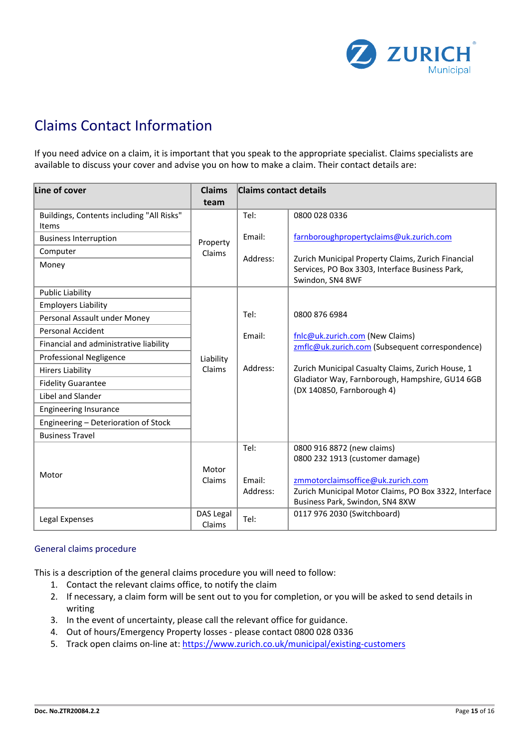# Claims Contact Information

If you need advice on a claim, it is important that you speak to the appropriate specialist. Claims specialists are available to discuss your cover and advise you on how to make a claim. Their contact details are:

| Line of cover | Claims team | Claims contact details | |
|---|---|---|---|
| Buildings, Contents including "All Risks" Items<br>Business Interruption<br>Computer<br>Money | Property Claims | Tel:<br><br>Email:<br><br>Address: | 0800 028 0336<br><br>farnboroughpropertyclaims@uk.zurich.com<br><br>Zurich Municipal Property Claims, Zurich Financial Services, PO Box 3303, Interface Business Park, Swindon, SN4 8WF |
| Public Liability<br>Employers Liability<br>Personal Assault under Money<br>Personal Accident<br>Financial and administrative liability<br>Professional Negligence<br>Hirers Liability<br>Fidelity Guarantee<br>Libel and Slander<br>Engineering Insurance<br>Engineering – Deterioration of Stock<br>Business Travel | Liability Claims | Tel:<br><br>Email:<br><br>Address: | 0800 876 6984<br><br>fnlc@uk.zurich.com (New Claims)<br>zmflc@uk.zurich.com (Subsequent correspondence)<br><br>Zurich Municipal Casualty Claims, Zurich House, 1 Gladiator Way, Farnborough, Hampshire, GU14 6GB (DX 140850, Farnborough 4) |
| Motor | Motor Claims | Tel:<br><br>Email:<br>Address: | 0800 916 8872 (new claims)<br>0800 232 1913 (customer damage)<br><br>zmmotorclaimsoffice@uk.zurich.com<br>Zurich Municipal Motor Claims, PO Box 3322, Interface Business Park, Swindon, SN4 8XW |
| Legal Expenses | DAS Legal Claims | Tel: | 0117 976 2030 (Switchboard) |

## General claims procedure

This is a description of the general claims procedure you will need to follow:

1. Contact the relevant claims office, to notify the claim
2. If necessary, a claim form will be sent out to you for completion, or you will be asked to send details in writing
3. In the event of uncertainty, please call the relevant office for guidance.
4. Out of hours/Emergency Property losses - please contact 0800 028 0336
5. Track open claims on-line at: https://www.zurich.co.uk/municipal/existing-customers

Doc. No.ZTR20084.2.2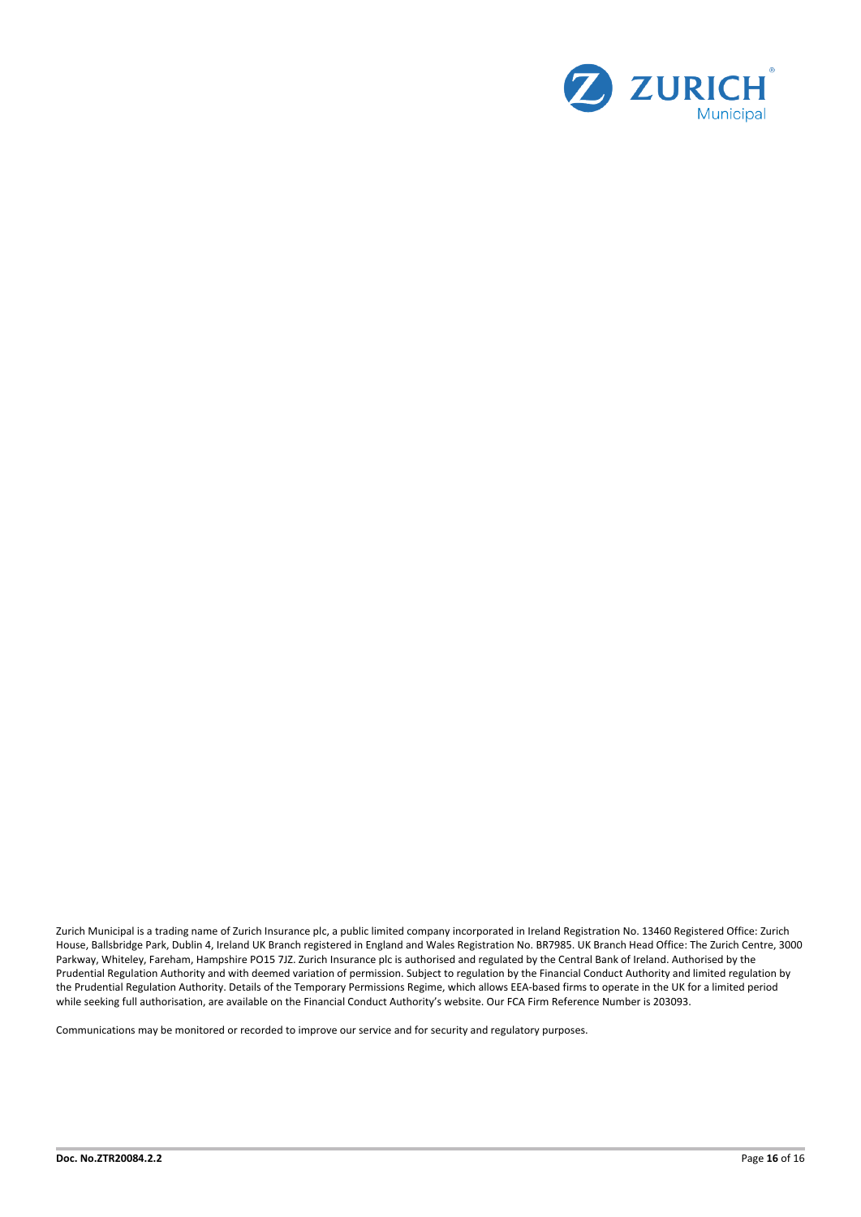Zurich Municipal is a trading name of Zurich Insurance plc, a public limited company incorporated in Ireland Registration No. 13460 Registered Office: Zurich House, Ballsbridge Park, Dublin 4, Ireland UK Branch registered in England and Wales Registration No. BR7985. UK Branch Head Office: The Zurich Centre, 3000 Parkway, Whiteley, Fareham, Hampshire PO15 7JZ. Zurich Insurance plc is authorised and regulated by the Central Bank of Ireland. Authorised by the Prudential Regulation Authority and with deemed variation of permission. Subject to regulation by the Financial Conduct Authority and limited regulation by the Prudential Regulation Authority. Details of the Temporary Permissions Regime, which allows EEA-based firms to operate in the UK for a limited period while seeking full authorisation, are available on the Financial Conduct Authority's website. Our FCA Firm Reference Number is 203093.

Communications may be monitored or recorded to improve our service and for security and regulatory purposes.